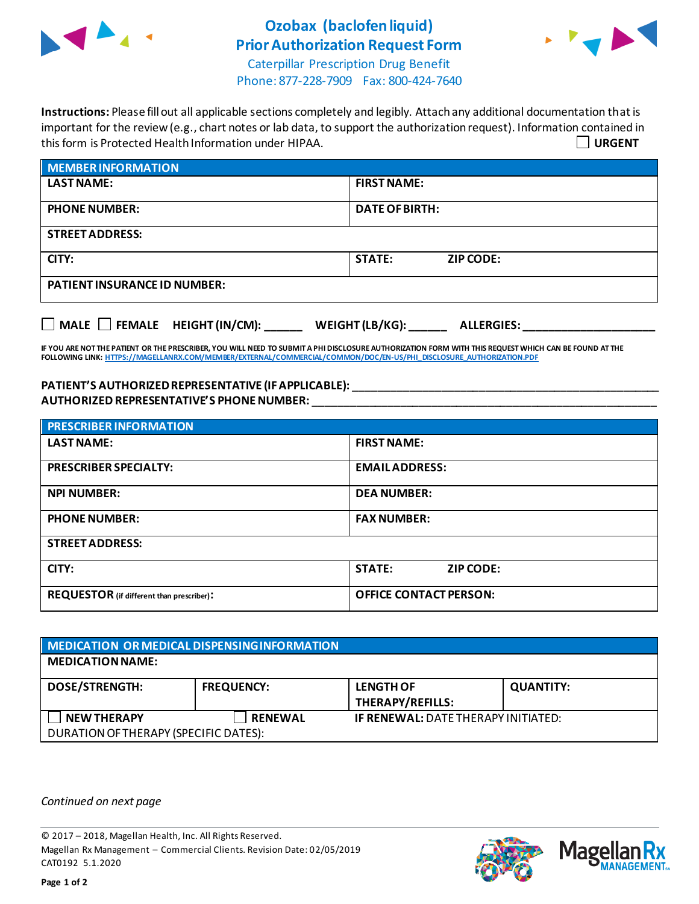# Ozobax (baclofen liquid) Prior Authorization Request Form

Caterpillar Prescription Drug Benefit
Phone: 877-228-7909 Fax: 800-424-7640

**Instructions:** Please fill out all applicable sections completely and legibly. Attach any additional documentation that is important for the review (e.g., chart notes or lab data, to support the authorization request). Information contained in this form is Protected Health Information under HIPAA.

☐ **URGENT**

| **MEMBER INFORMATION** | |
|---|---|
| **LAST NAME:** | **FIRST NAME:** |
| **PHONE NUMBER:** | **DATE OF BIRTH:** |
| **STREET ADDRESS:** | |
| **CITY:** | **STATE:** **ZIP CODE:** |
| **PATIENT INSURANCE ID NUMBER:** | |

☐ **MALE** ☐ **FEMALE** **HEIGHT (IN/CM):** ______ **WEIGHT (LB/KG):** ______ **ALLERGIES:** ____________________

**IF YOU ARE NOT THE PATIENT OR THE PRESCRIBER, YOU WILL NEED TO SUBMIT A PHI DISCLOSURE AUTHORIZATION FORM WITH THIS REQUEST WHICH CAN BE FOUND AT THE FOLLOWING LINK: HTTPS://MAGELLANRX.COM/MEMBER/EXTERNAL/COMMERCIAL/COMMON/DOC/EN-US/PHI_DISCLOSURE_AUTHORIZATION.PDF**

**PATIENT'S AUTHORIZED REPRESENTATIVE (IF APPLICABLE):** ____________________________________________
**AUTHORIZED REPRESENTATIVE'S PHONE NUMBER:** ____________________________________________

| **PRESCRIBER INFORMATION** | |
|---|---|
| **LAST NAME:** | **FIRST NAME:** |
| **PRESCRIBER SPECIALTY:** | **EMAIL ADDRESS:** |
| **NPI NUMBER:** | **DEA NUMBER:** |
| **PHONE NUMBER:** | **FAX NUMBER:** |
| **STREET ADDRESS:** | |
| **CITY:** | **STATE:** **ZIP CODE:** |
| **REQUESTOR** (if different than prescriber)**:** | **OFFICE CONTACT PERSON:** |

| **MEDICATION OR MEDICAL DISPENSING INFORMATION** | | | |
|---|---|---|---|
| **MEDICATION NAME:** | | | |
| **DOSE/STRENGTH:** | **FREQUENCY:** | **LENGTH OF THERAPY/REFILLS:** | **QUANTITY:** |
| ☐ **NEW THERAPY** | ☐ **RENEWAL** | **IF RENEWAL:** DATE THERAPY INITIATED: | |
| DURATION OF THERAPY (SPECIFIC DATES): | | | |

*Continued on next page*

© 2017 – 2018, Magellan Health, Inc. All Rights Reserved.
Magellan Rx Management – Commercial Clients. Revision Date: 02/05/2019
CAT0192 5.1.2020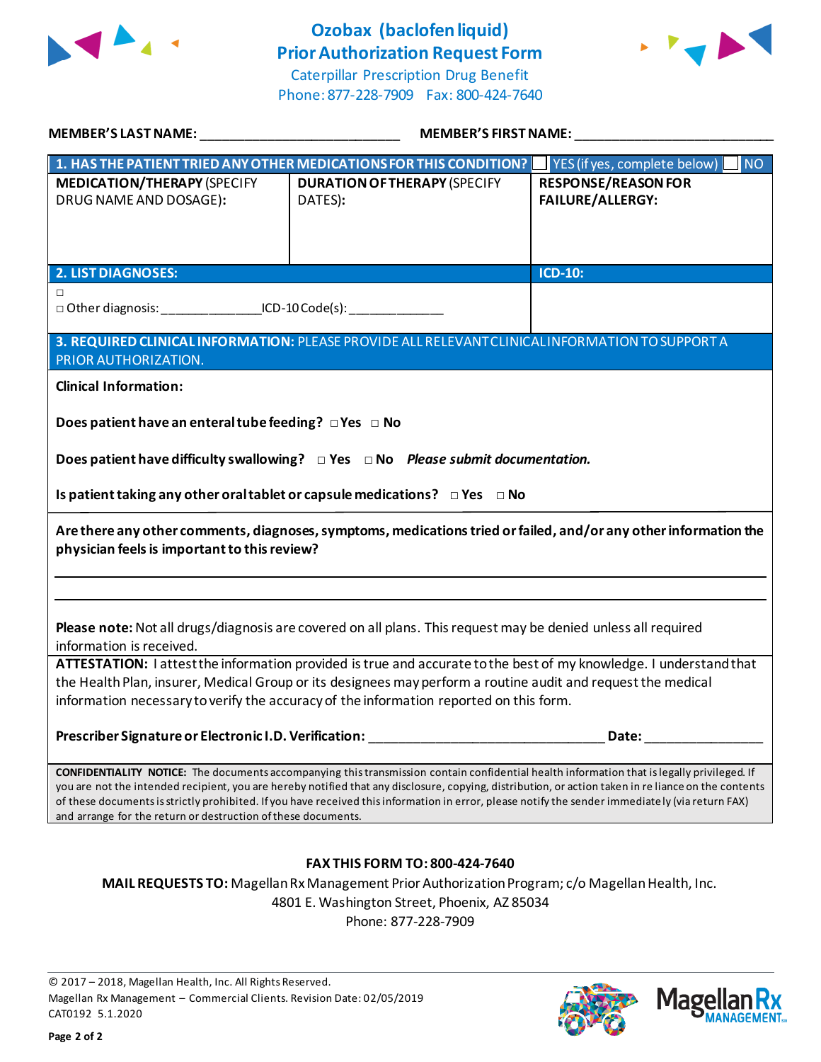# Ozobax (baclofen liquid) Prior Authorization Request Form

Caterpillar Prescription Drug Benefit
Phone: 877-228-7909 Fax: 800-424-7640

**MEMBER'S LAST NAME:** ___________________________ **MEMBER'S FIRST NAME:** ___________________________

| **1. HAS THE PATIENT TRIED ANY OTHER MEDICATIONS FOR THIS CONDITION?** | ☐ YES (if yes, complete below) | ☐ NO |
|---|---|---|
| **MEDICATION/THERAPY** (SPECIFY DRUG NAME AND DOSAGE): | **DURATION OF THERAPY** (SPECIFY DATES): | **RESPONSE/REASON FOR FAILURE/ALLERGY:** |
| | | |

| **2. LIST DIAGNOSES:** | **ICD-10:** |
|---|---|
| □<br>□ Other diagnosis: ______________ICD-10 Code(s): _____________ | |

**3. REQUIRED CLINICAL INFORMATION:** PLEASE PROVIDE ALL RELEVANT CLINICAL INFORMATION TO SUPPORT A PRIOR AUTHORIZATION.

**Clinical Information:**

**Does patient have an enteral tube feeding?** □ **Yes** □ **No**

**Does patient have difficulty swallowing?** □ **Yes** □ **No** ***Please submit documentation.***

**Is patient taking any other oral tablet or capsule medications?** □ **Yes** □ **No**

**Are there any other comments, diagnoses, symptoms, medications tried or failed, and/or any other information the physician feels is important to this review?**

_______________________________________________________________________________

_______________________________________________________________________________

**Please note:** Not all drugs/diagnosis are covered on all plans. This request may be denied unless all required information is received.

**ATTESTATION:** I attest the information provided is true and accurate to the best of my knowledge. I understand that the Health Plan, insurer, Medical Group or its designees may perform a routine audit and request the medical information necessary to verify the accuracy of the information reported on this form.

**Prescriber Signature or Electronic I.D. Verification:** ________________________________ **Date:** ________________

**CONFIDENTIALITY NOTICE:** The documents accompanying this transmission contain confidential health information that is legally privileged. If you are not the intended recipient, you are hereby notified that any disclosure, copying, distribution, or action taken in re liance on the contents of these documents is strictly prohibited. If you have received this information in error, please notify the sender immediately (via return FAX) and arrange for the return or destruction of these documents.

**FAX THIS FORM TO: 800-424-7640**

**MAIL REQUESTS TO:** Magellan Rx Management Prior Authorization Program; c/o Magellan Health, Inc.
4801 E. Washington Street, Phoenix, AZ 85034
Phone: 877-228-7909

© 2017 – 2018, Magellan Health, Inc. All Rights Reserved.
Magellan Rx Management – Commercial Clients. Revision Date: 02/05/2019
CAT0192 5.1.2020